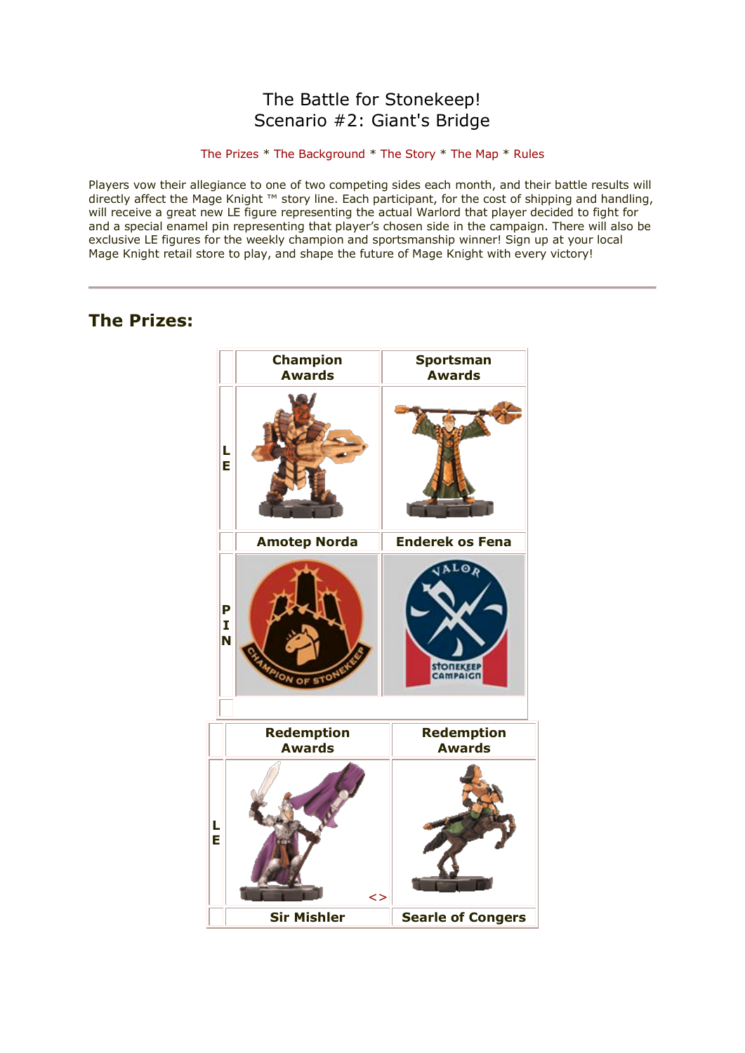# The Battle for Stonekeep!
# Scenario #2: Giant's Bridge

The Prizes * The Background * The Story * The Map * Rules

Players vow their allegiance to one of two competing sides each month, and their battle results will directly affect the Mage Knight ™ story line. Each participant, for the cost of shipping and handling, will receive a great new LE figure representing the actual Warlord that player decided to fight for and a special enamel pin representing that player's chosen side in the campaign. There will also be exclusive LE figures for the weekly champion and sportsmanship winner! Sign up at your local Mage Knight retail store to play, and shape the future of Mage Knight with every victory!

---

## The Prizes:

| | Champion Awards | Sportsman Awards |
|---|---|---|
| LE | | |
| | Amotep Norda | Enderek os Fena |
| PIN | | |

| | Redemption Awards | Redemption Awards |
|---|---|---|
| LE | <> | |
| | Sir Mishler | Searle of Congers |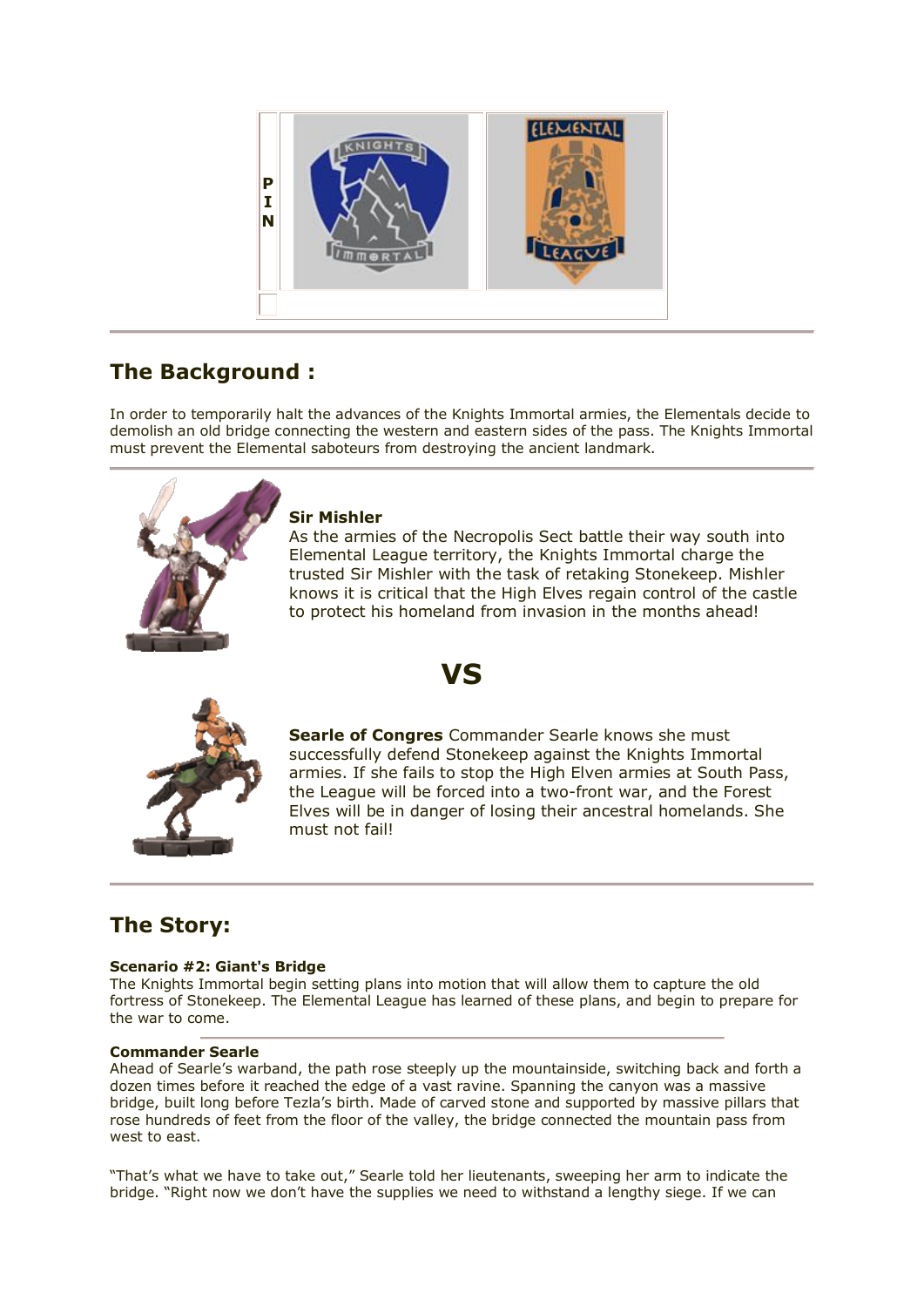P
I
N

---

## The Background :

In order to temporarily halt the advances of the Knights Immortal armies, the Elementals decide to demolish an old bridge connecting the western and eastern sides of the pass. The Knights Immortal must prevent the Elemental saboteurs from destroying the ancient landmark.

---

**Sir Mishler**
As the armies of the Necropolis Sect battle their way south into Elemental League territory, the Knights Immortal charge the trusted Sir Mishler with the task of retaking Stonekeep. Mishler knows it is critical that the High Elves regain control of the castle to protect his homeland from invasion in the months ahead!

# VS

**Searle of Congres** Commander Searle knows she must successfully defend Stonekeep against the Knights Immortal armies. If she fails to stop the High Elven armies at South Pass, the League will be forced into a two-front war, and the Forest Elves will be in danger of losing their ancestral homelands. She must not fail!

---

## The Story:

**Scenario #2: Giant's Bridge**
The Knights Immortal begin setting plans into motion that will allow them to capture the old fortress of Stonekeep. The Elemental League has learned of these plans, and begin to prepare for the war to come.

---

**Commander Searle**
Ahead of Searle's warband, the path rose steeply up the mountainside, switching back and forth a dozen times before it reached the edge of a vast ravine. Spanning the canyon was a massive bridge, built long before Tezla's birth. Made of carved stone and supported by massive pillars that rose hundreds of feet from the floor of the valley, the bridge connected the mountain pass from west to east.

"That's what we have to take out," Searle told her lieutenants, sweeping her arm to indicate the bridge. "Right now we don't have the supplies we need to withstand a lengthy siege. If we can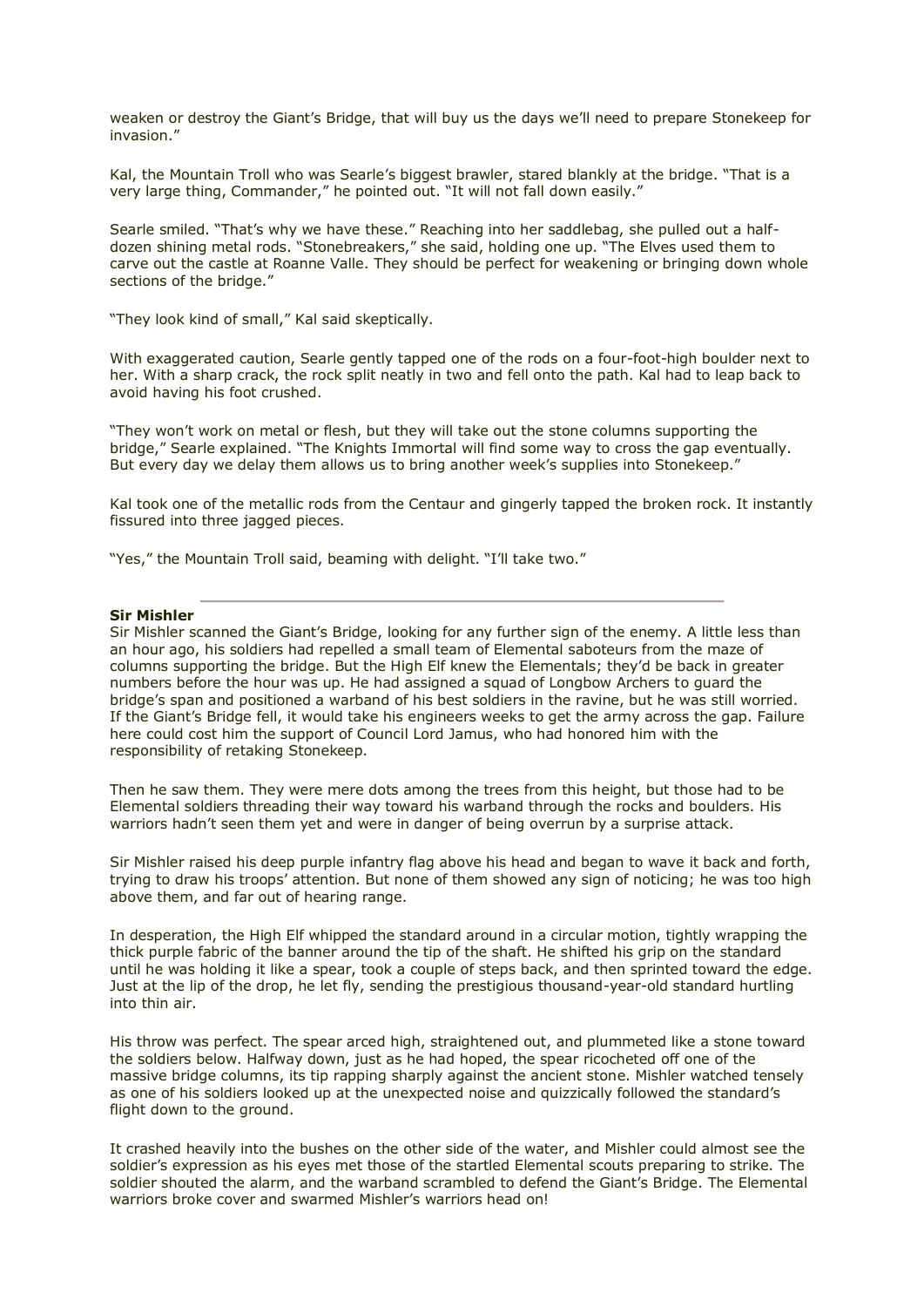weaken or destroy the Giant's Bridge, that will buy us the days we'll need to prepare Stonekeep for invasion."

Kal, the Mountain Troll who was Searle's biggest brawler, stared blankly at the bridge. "That is a very large thing, Commander," he pointed out. "It will not fall down easily."

Searle smiled. "That's why we have these." Reaching into her saddlebag, she pulled out a half-dozen shining metal rods. "Stonebreakers," she said, holding one up. "The Elves used them to carve out the castle at Roanne Valle. They should be perfect for weakening or bringing down whole sections of the bridge."

"They look kind of small," Kal said skeptically.

With exaggerated caution, Searle gently tapped one of the rods on a four-foot-high boulder next to her. With a sharp crack, the rock split neatly in two and fell onto the path. Kal had to leap back to avoid having his foot crushed.

"They won't work on metal or flesh, but they will take out the stone columns supporting the bridge," Searle explained. "The Knights Immortal will find some way to cross the gap eventually. But every day we delay them allows us to bring another week's supplies into Stonekeep."

Kal took one of the metallic rods from the Centaur and gingerly tapped the broken rock. It instantly fissured into three jagged pieces.

"Yes," the Mountain Troll said, beaming with delight. "I'll take two."

---

**Sir Mishler**

Sir Mishler scanned the Giant's Bridge, looking for any further sign of the enemy. A little less than an hour ago, his soldiers had repelled a small team of Elemental saboteurs from the maze of columns supporting the bridge. But the High Elf knew the Elementals; they'd be back in greater numbers before the hour was up. He had assigned a squad of Longbow Archers to guard the bridge's span and positioned a warband of his best soldiers in the ravine, but he was still worried. If the Giant's Bridge fell, it would take his engineers weeks to get the army across the gap. Failure here could cost him the support of Council Lord Jamus, who had honored him with the responsibility of retaking Stonekeep.

Then he saw them. They were mere dots among the trees from this height, but those had to be Elemental soldiers threading their way toward his warband through the rocks and boulders. His warriors hadn't seen them yet and were in danger of being overrun by a surprise attack.

Sir Mishler raised his deep purple infantry flag above his head and began to wave it back and forth, trying to draw his troops' attention. But none of them showed any sign of noticing; he was too high above them, and far out of hearing range.

In desperation, the High Elf whipped the standard around in a circular motion, tightly wrapping the thick purple fabric of the banner around the tip of the shaft. He shifted his grip on the standard until he was holding it like a spear, took a couple of steps back, and then sprinted toward the edge. Just at the lip of the drop, he let fly, sending the prestigious thousand-year-old standard hurtling into thin air.

His throw was perfect. The spear arced high, straightened out, and plummeted like a stone toward the soldiers below. Halfway down, just as he had hoped, the spear ricocheted off one of the massive bridge columns, its tip rapping sharply against the ancient stone. Mishler watched tensely as one of his soldiers looked up at the unexpected noise and quizzically followed the standard's flight down to the ground.

It crashed heavily into the bushes on the other side of the water, and Mishler could almost see the soldier's expression as his eyes met those of the startled Elemental scouts preparing to strike. The soldier shouted the alarm, and the warband scrambled to defend the Giant's Bridge. The Elemental warriors broke cover and swarmed Mishler's warriors head on!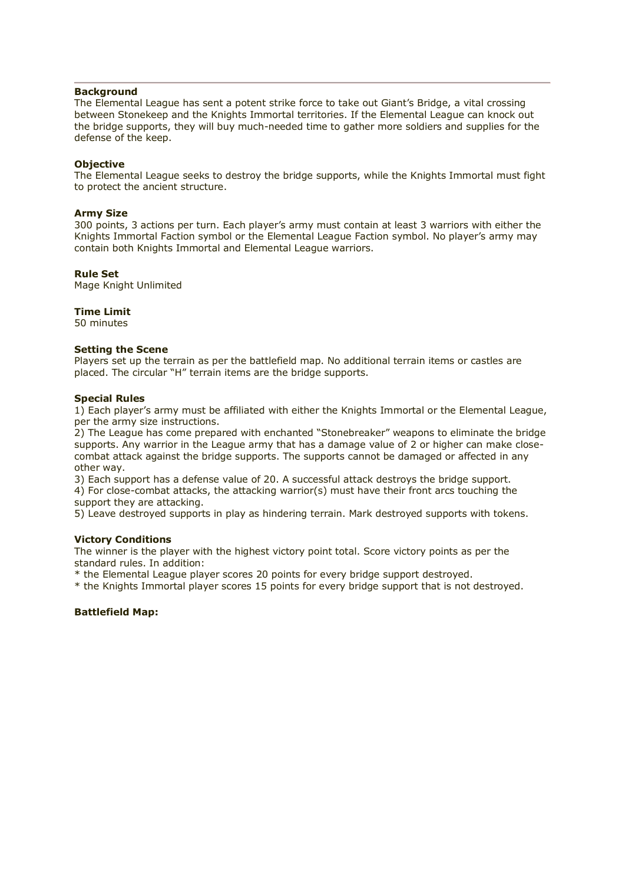---

**Background**

The Elemental League has sent a potent strike force to take out Giant's Bridge, a vital crossing between Stonekeep and the Knights Immortal territories. If the Elemental League can knock out the bridge supports, they will buy much-needed time to gather more soldiers and supplies for the defense of the keep.

**Objective**

The Elemental League seeks to destroy the bridge supports, while the Knights Immortal must fight to protect the ancient structure.

**Army Size**

300 points, 3 actions per turn. Each player's army must contain at least 3 warriors with either the Knights Immortal Faction symbol or the Elemental League Faction symbol. No player's army may contain both Knights Immortal and Elemental League warriors.

**Rule Set**

Mage Knight Unlimited

**Time Limit**

50 minutes

**Setting the Scene**

Players set up the terrain as per the battlefield map. No additional terrain items or castles are placed. The circular "H" terrain items are the bridge supports.

**Special Rules**

1) Each player's army must be affiliated with either the Knights Immortal or the Elemental League, per the army size instructions.
2) The League has come prepared with enchanted "Stonebreaker" weapons to eliminate the bridge supports. Any warrior in the League army that has a damage value of 2 or higher can make close-combat attack against the bridge supports. The supports cannot be damaged or affected in any other way.
3) Each support has a defense value of 20. A successful attack destroys the bridge support.
4) For close-combat attacks, the attacking warrior(s) must have their front arcs touching the support they are attacking.
5) Leave destroyed supports in play as hindering terrain. Mark destroyed supports with tokens.

**Victory Conditions**

The winner is the player with the highest victory point total. Score victory points as per the standard rules. In addition:
* the Elemental League player scores 20 points for every bridge support destroyed.
* the Knights Immortal player scores 15 points for every bridge support that is not destroyed.

**Battlefield Map:**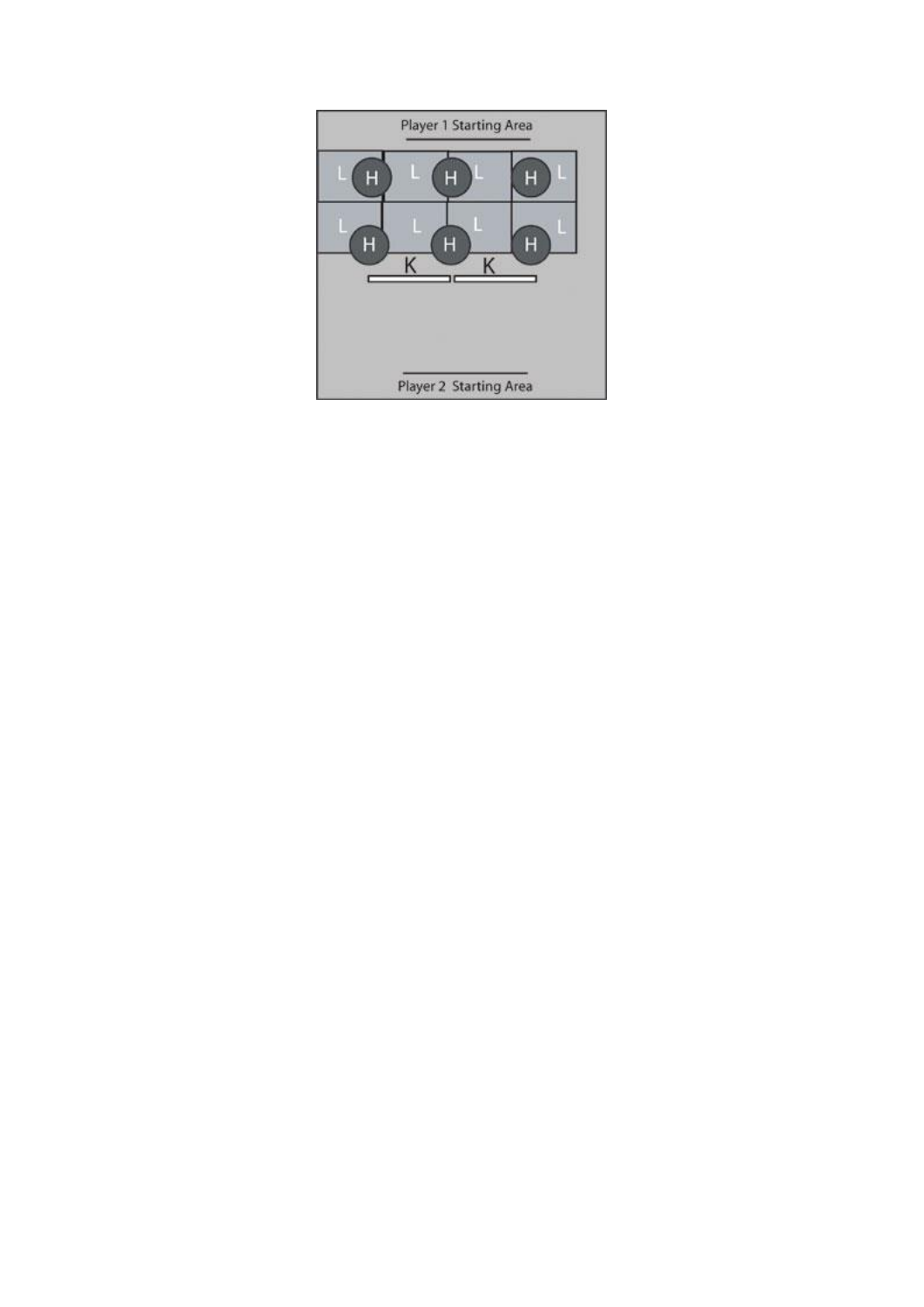Player 1 Starting Area

L H L H L H L

L H L H L H L

K K

Player 2 Starting Area